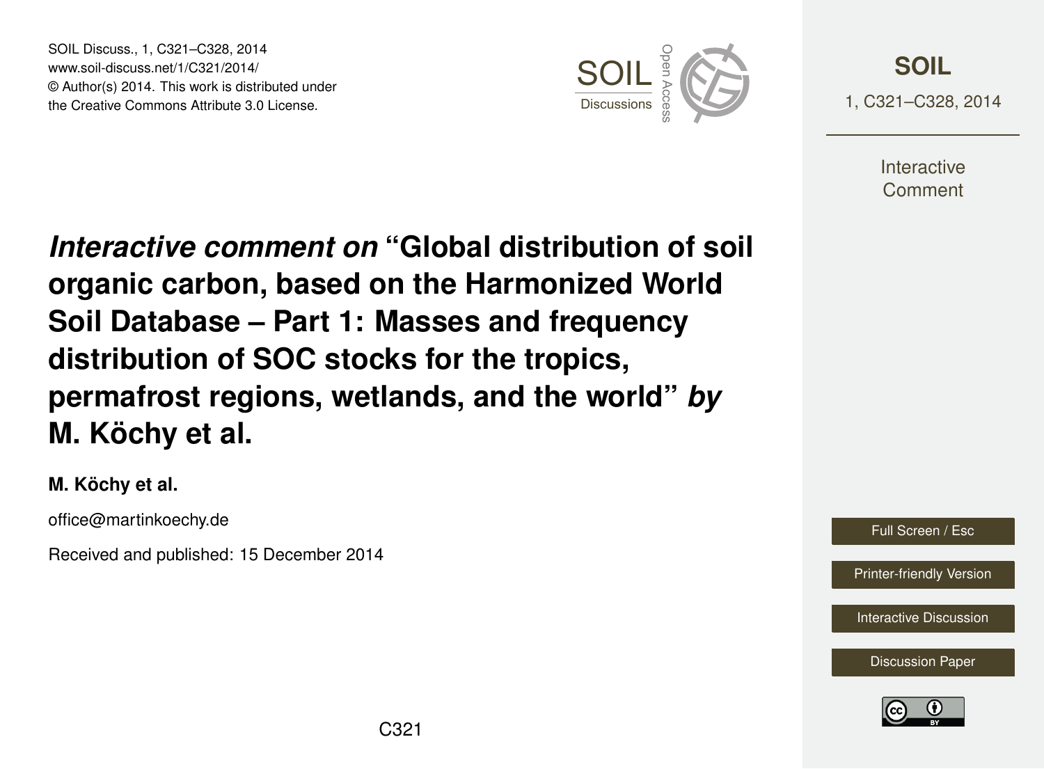# *Interactive comment on* "Global distribution of soil organic carbon, based on the Harmonized World Soil Database – Part 1: Masses and frequency distribution of SOC stocks for the tropics, permafrost regions, wetlands, and the world" *by* M. Köchy et al.

**M. Köchy et al.**

office@martinkoechy.de

Received and published: 15 December 2014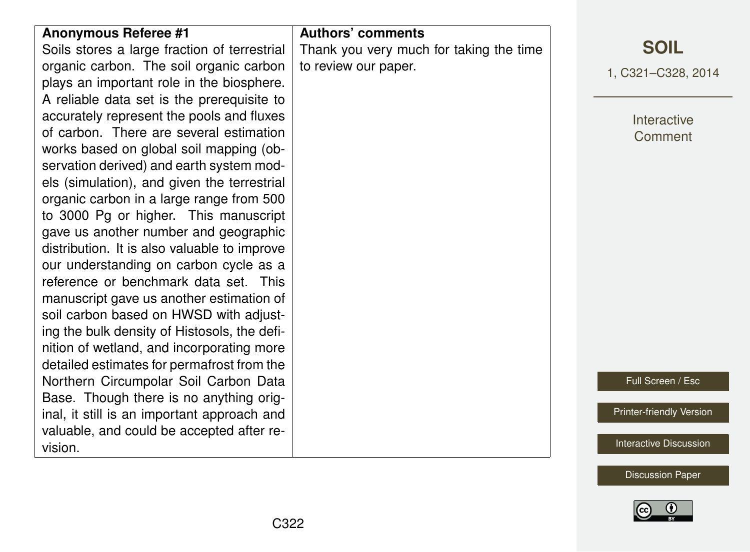| Anonymous Referee #1 | Authors' comments |
|---|---|
| Soils stores a large fraction of terrestrial organic carbon. The soil organic carbon plays an important role in the biosphere. A reliable data set is the prerequisite to accurately represent the pools and fluxes of carbon. There are several estimation works based on global soil mapping (observation derived) and earth system models (simulation), and given the terrestrial organic carbon in a large range from 500 to 3000 Pg or higher. This manuscript gave us another number and geographic distribution. It is also valuable to improve our understanding on carbon cycle as a reference or benchmark data set. This manuscript gave us another estimation of soil carbon based on HWSD with adjusting the bulk density of Histosols, the definition of wetland, and incorporating more detailed estimates for permafrost from the Northern Circumpolar Soil Carbon Data Base. Though there is no anything original, it still is an important approach and valuable, and could be accepted after revision. | Thank you very much for taking the time to review our paper. |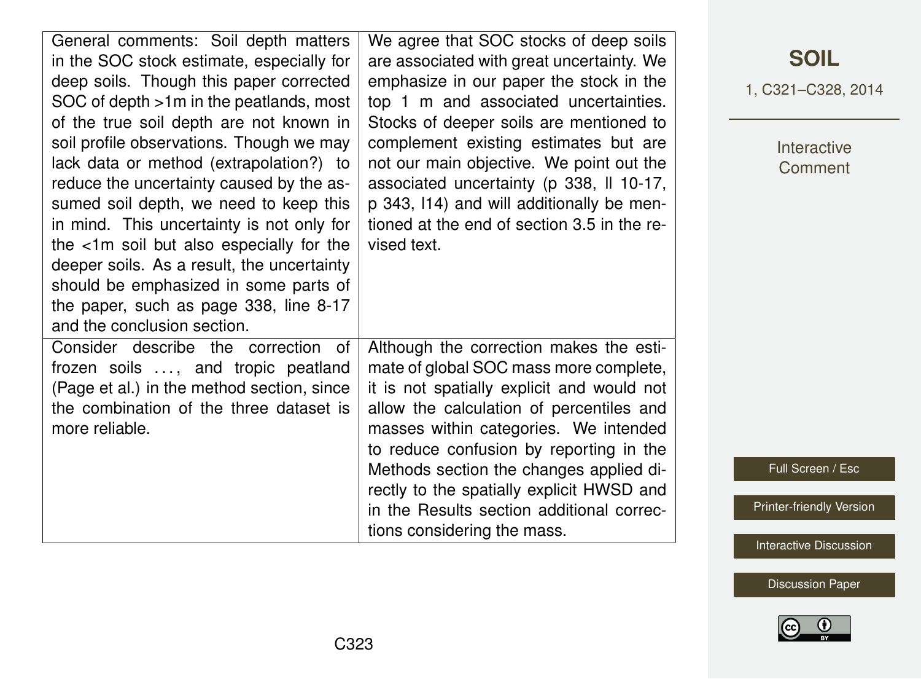| | |
|---|---|
| General comments: Soil depth matters in the SOC stock estimate, especially for deep soils. Though this paper corrected SOC of depth >1m in the peatlands, most of the true soil depth are not known in soil profile observations. Though we may lack data or method (extrapolation?) to reduce the uncertainty caused by the assumed soil depth, we need to keep this in mind. This uncertainty is not only for the <1m soil but also especially for the deeper soils. As a result, the uncertainty should be emphasized in some parts of the paper, such as page 338, line 8-17 and the conclusion section. | We agree that SOC stocks of deep soils are associated with great uncertainty. We emphasize in our paper the stock in the top 1 m and associated uncertainties. Stocks of deeper soils are mentioned to complement existing estimates but are not our main objective. We point out the associated uncertainty (p 338, ll 10-17, p 343, l14) and will additionally be mentioned at the end of section 3.5 in the revised text. |
| Consider describe the correction of frozen soils . . . , and tropic peatland (Page et al.) in the method section, since the combination of the three dataset is more reliable. | Although the correction makes the estimate of global SOC mass more complete, it is not spatially explicit and would not allow the calculation of percentiles and masses within categories. We intended to reduce confusion by reporting in the Methods section the changes applied directly to the spatially explicit HWSD and in the Results section additional corrections considering the mass. |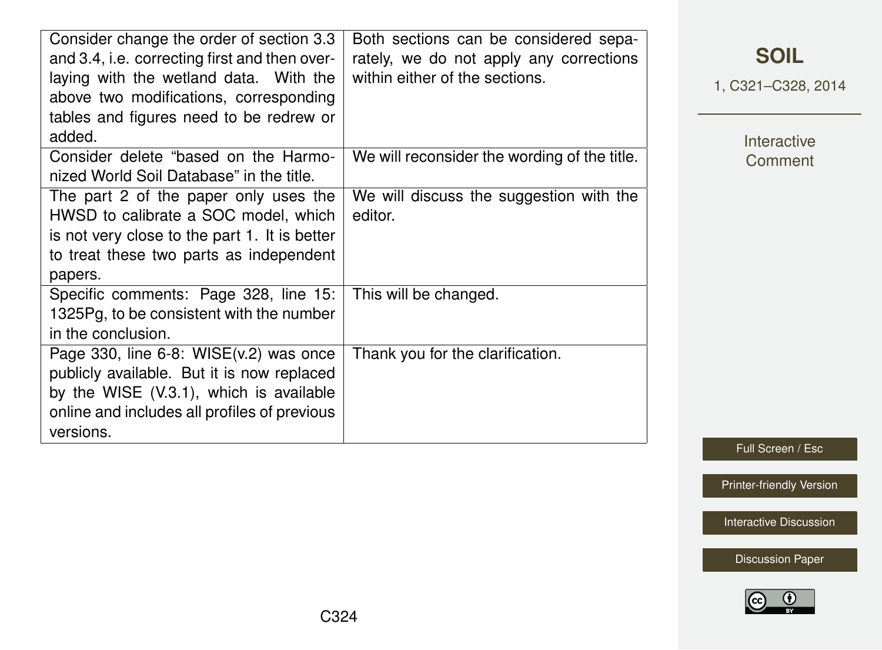| | |
|---|---|
| Consider change the order of section 3.3 and 3.4, i.e. correcting first and then overlaying with the wetland data. With the above two modifications, corresponding tables and figures need to be redrew or added. | Both sections can be considered separately, we do not apply any corrections within either of the sections. |
| Consider delete "based on the Harmonized World Soil Database" in the title. | We will reconsider the wording of the title. |
| The part 2 of the paper only uses the HWSD to calibrate a SOC model, which is not very close to the part 1. It is better to treat these two parts as independent papers. | We will discuss the suggestion with the editor. |
| Specific comments: Page 328, line 15: 1325Pg, to be consistent with the number in the conclusion. | This will be changed. |
| Page 330, line 6-8: WISE(v.2) was once publicly available. But it is now replaced by the WISE (V.3.1), which is available online and includes all profiles of previous versions. | Thank you for the clarification. |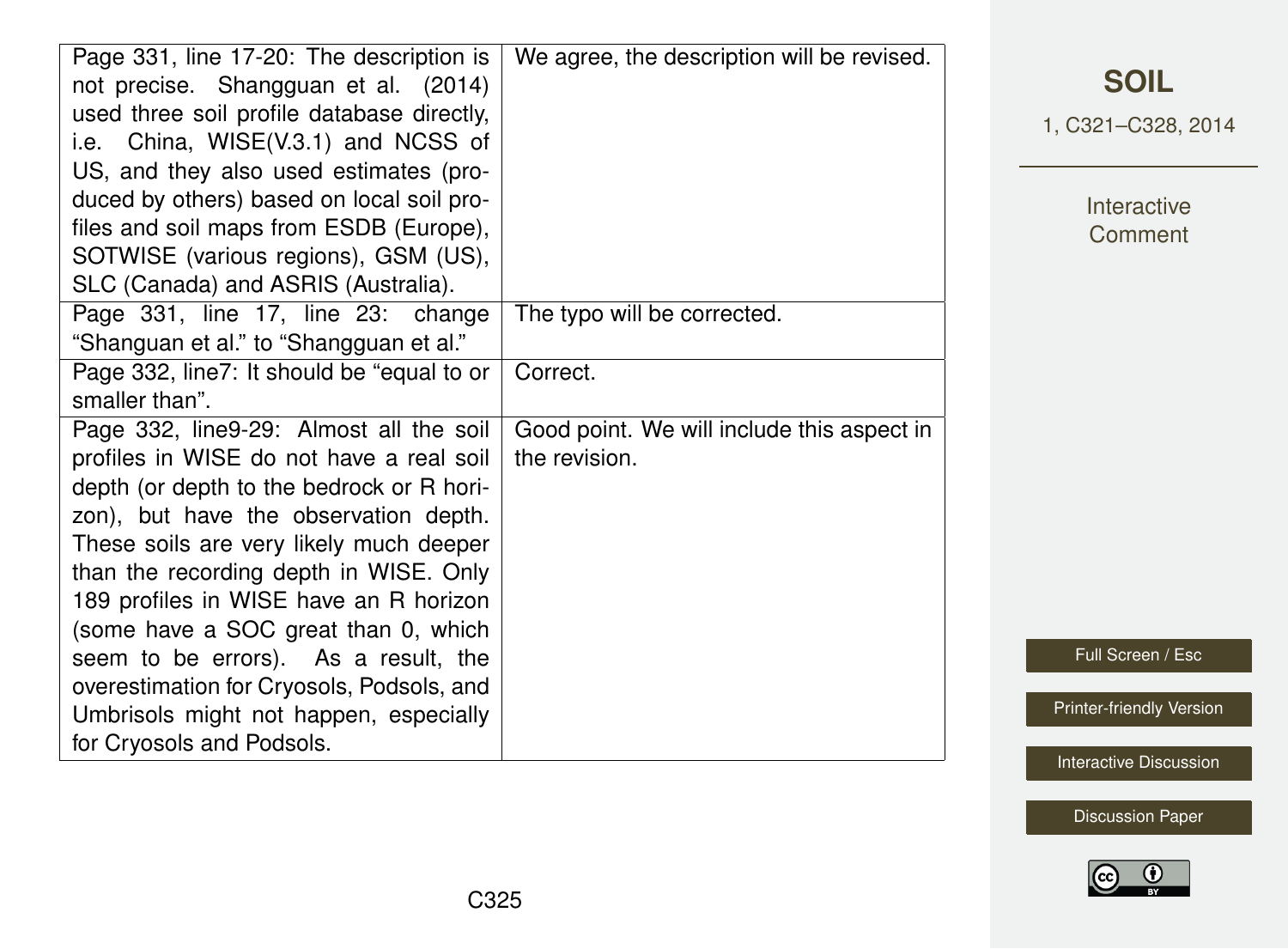| | |
|---|---|
| Page 331, line 17-20: The description is not precise. Shangguan et al. (2014) used three soil profile database directly, i.e. China, WISE(V.3.1) and NCSS of US, and they also used estimates (produced by others) based on local soil profiles and soil maps from ESDB (Europe), SOTWISE (various regions), GSM (US), SLC (Canada) and ASRIS (Australia). | We agree, the description will be revised. |
| Page 331, line 17, line 23: change "Shanguan et al." to "Shangguan et al." | The typo will be corrected. |
| Page 332, line7: It should be "equal to or smaller than". | Correct. |
| Page 332, line9-29: Almost all the soil profiles in WISE do not have a real soil depth (or depth to the bedrock or R horizon), but have the observation depth. These soils are very likely much deeper than the recording depth in WISE. Only 189 profiles in WISE have an R horizon (some have a SOC great than 0, which seem to be errors). As a result, the overestimation for Cryosols, Podsols, and Umbrisols might not happen, especially for Cryosols and Podsols. | Good point. We will include this aspect in the revision. |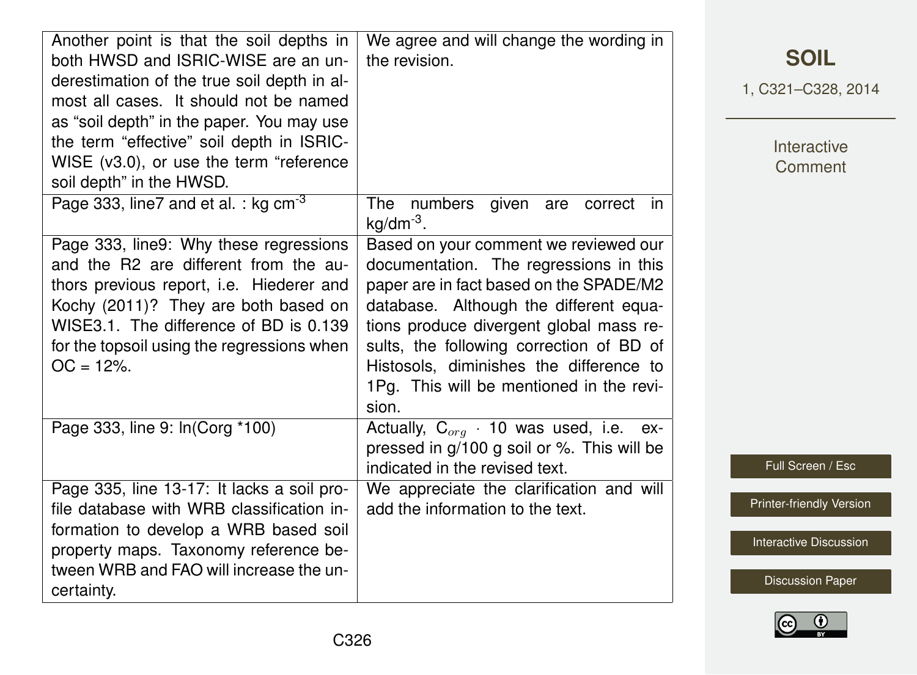| | |
|---|---|
| Another point is that the soil depths in both HWSD and ISRIC-WISE are an underestimation of the true soil depth in almost all cases. It should not be named as "soil depth" in the paper. You may use the term "effective" soil depth in ISRIC-WISE (v3.0), or use the term "reference soil depth" in the HWSD. | We agree and will change the wording in the revision. |
| Page 333, line7 and et al. : kg $cm^{-3}$ | The numbers given are correct in kg/$dm^{-3}$. |
| Page 333, line9: Why these regressions and the R2 are different from the authors previous report, i.e. Hiederer and Kochy (2011)? They are both based on WISE3.1. The difference of BD is 0.139 for the topsoil using the regressions when OC = 12%. | Based on your comment we reviewed our documentation. The regressions in this paper are in fact based on the SPADE/M2 database. Although the different equations produce divergent global mass results, the following correction of BD of Histosols, diminishes the difference to 1Pg. This will be mentioned in the revision. |
| Page 333, line 9: ln(Corg *100) | Actually, $C_{org} \cdot 10$ was used, i.e. expressed in g/100 g soil or %. This will be indicated in the revised text. |
| Page 335, line 13-17: It lacks a soil profile database with WRB classification information to develop a WRB based soil property maps. Taxonomy reference between WRB and FAO will increase the uncertainty. | We appreciate the clarification and will add the information to the text. |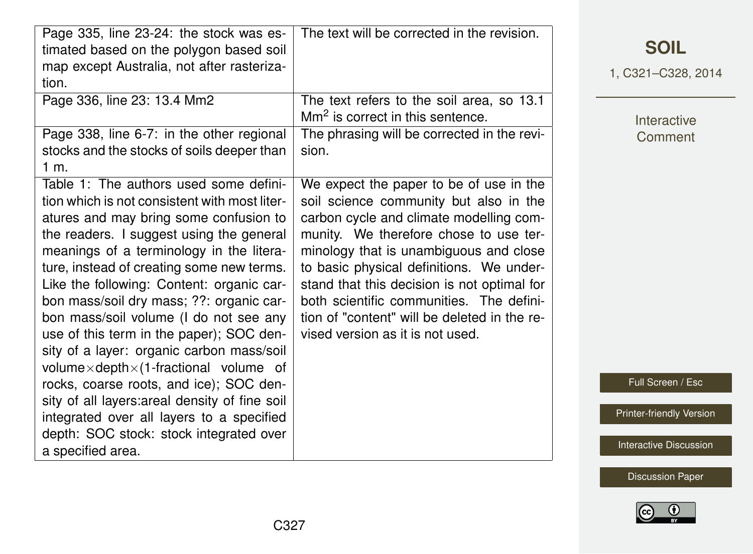| | |
|---|---|
| Page 335, line 23-24: the stock was estimated based on the polygon based soil map except Australia, not after rasterization. | The text will be corrected in the revision. |
| Page 336, line 23: 13.4 Mm2 | The text refers to the soil area, so 13.1 $Mm^2$ is correct in this sentence. |
| Page 338, line 6-7: in the other regional stocks and the stocks of soils deeper than 1 m. | The phrasing will be corrected in the revision. |
| Table 1: The authors used some definition which is not consistent with most literatures and may bring some confusion to the readers. I suggest using the general meanings of a terminology in the literature, instead of creating some new terms. Like the following: Content: organic carbon mass/soil dry mass; ??: organic carbon mass/soil volume (I do not see any use of this term in the paper); SOC density of a layer: organic carbon mass/soil volume×depth×(1-fractional volume of rocks, coarse roots, and ice); SOC density of all layers:areal density of fine soil integrated over all layers to a specified depth: SOC stock: stock integrated over a specified area. | We expect the paper to be of use in the soil science community but also in the carbon cycle and climate modelling community. We therefore chose to use terminology that is unambiguous and close to basic physical definitions. We understand that this decision is not optimal for both scientific communities. The definition of "content" will be deleted in the revised version as it is not used. |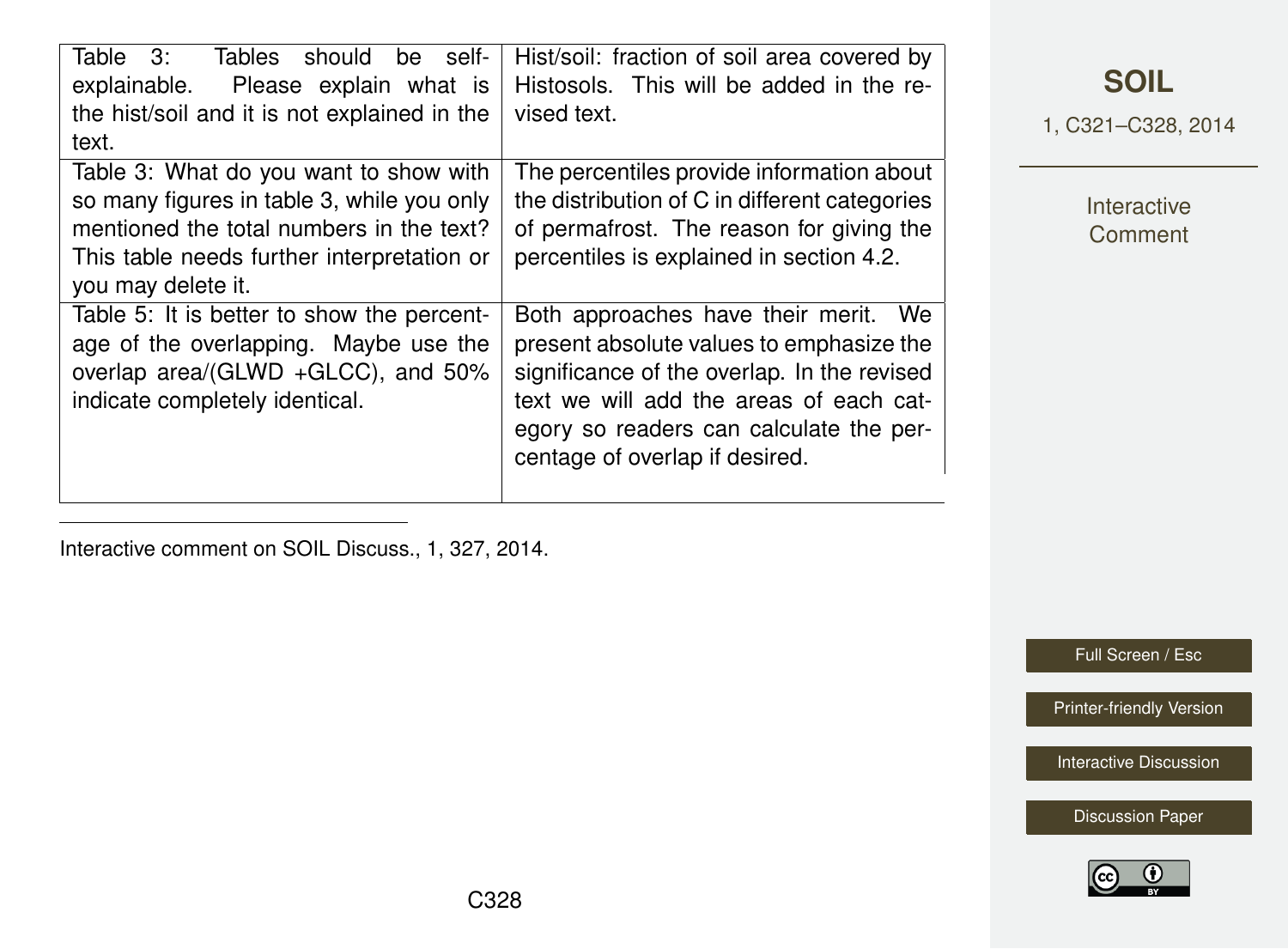| | |
|---|---|
| Table 3: Tables should be self-explainable. Please explain what is the hist/soil and it is not explained in the text. | Hist/soil: fraction of soil area covered by Histosols. This will be added in the revised text. |
| Table 3: What do you want to show with so many figures in table 3, while you only mentioned the total numbers in the text? This table needs further interpretation or you may delete it. | The percentiles provide information about the distribution of C in different categories of permafrost. The reason for giving the percentiles is explained in section 4.2. |
| Table 5: It is better to show the percentage of the overlapping. Maybe use the overlap area/(GLWD +GLCC), and 50% indicate completely identical. | Both approaches have their merit. We present absolute values to emphasize the significance of the overlap. In the revised text we will add the areas of each category so readers can calculate the percentage of overlap if desired. |

Interactive comment on SOIL Discuss., 1, 327, 2014.